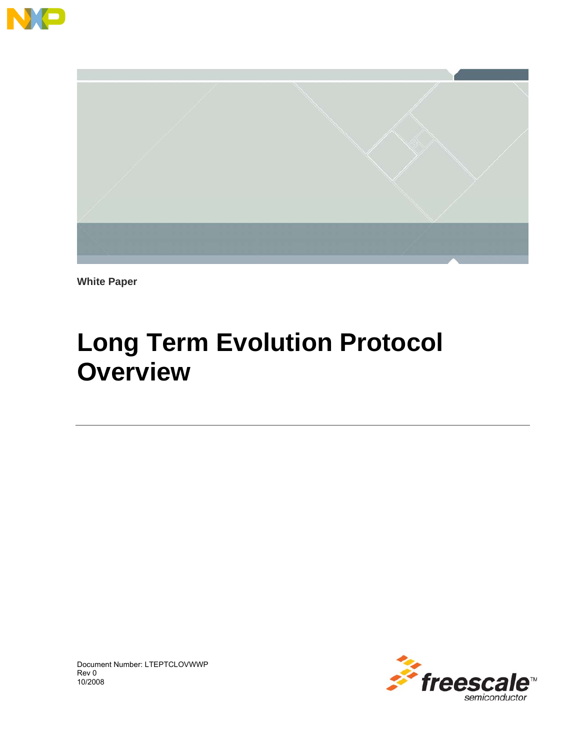White Paper

# Long Term Evolution Protocol Overview

Document Number: LTEPTCLOVWWP
Rev 0
10/2008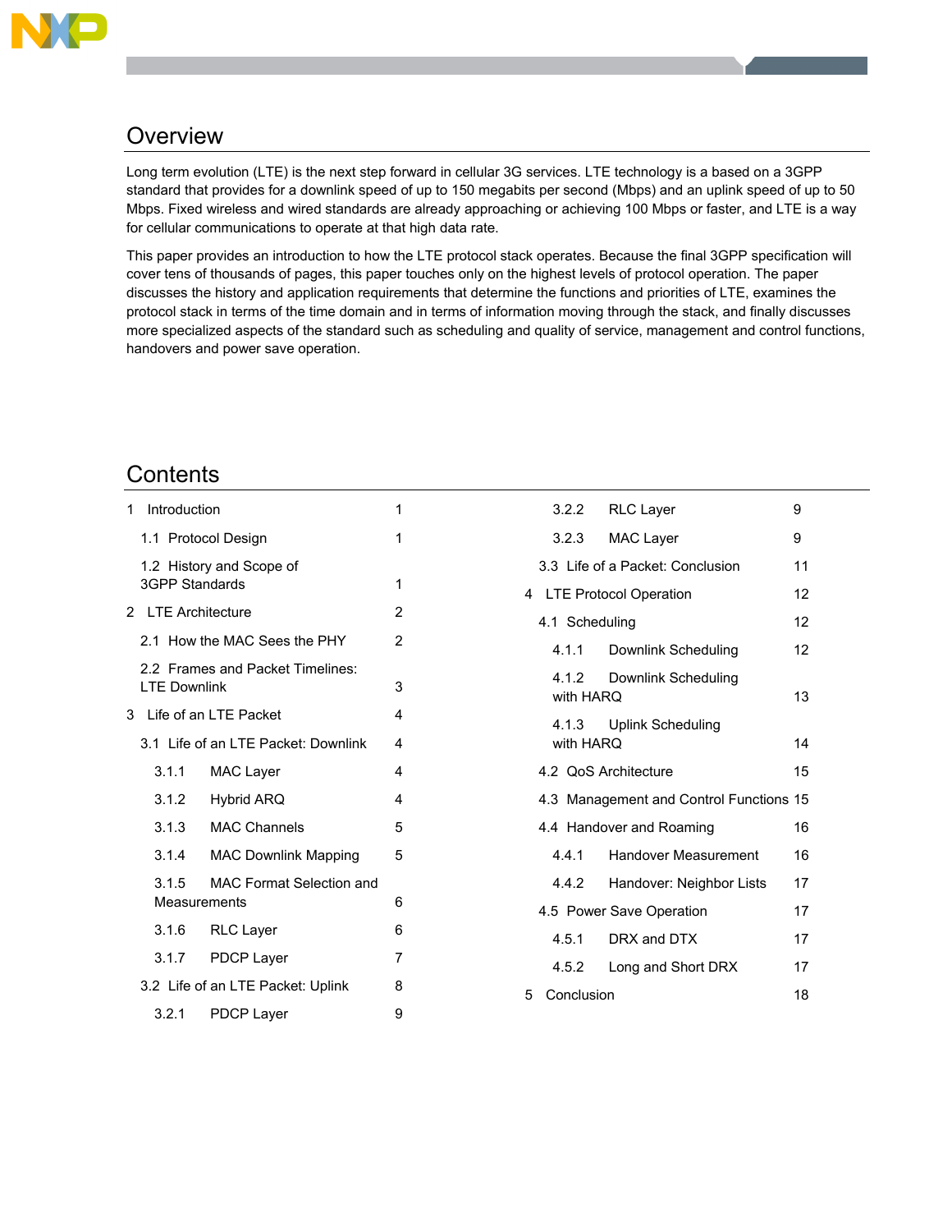## Overview

Long term evolution (LTE) is the next step forward in cellular 3G services. LTE technology is a based on a 3GPP standard that provides for a downlink speed of up to 150 megabits per second (Mbps) and an uplink speed of up to 50 Mbps. Fixed wireless and wired standards are already approaching or achieving 100 Mbps or faster, and LTE is a way for cellular communications to operate at that high data rate.

This paper provides an introduction to how the LTE protocol stack operates. Because the final 3GPP specification will cover tens of thousands of pages, this paper touches only on the highest levels of protocol operation. The paper discusses the history and application requirements that determine the functions and priorities of LTE, examines the protocol stack in terms of the time domain and in terms of information moving through the stack, and finally discusses more specialized aspects of the standard such as scheduling and quality of service, management and control functions, handovers and power save operation.

## Contents

- 1 Introduction — 1
  - 1.1 Protocol Design — 1
  - 1.2 History and Scope of 3GPP Standards — 1
- 2 LTE Architecture — 2
  - 2.1 How the MAC Sees the PHY — 2
  - 2.2 Frames and Packet Timelines: LTE Downlink — 3
- 3 Life of an LTE Packet — 4
  - 3.1 Life of an LTE Packet: Downlink — 4
    - 3.1.1 MAC Layer — 4
    - 3.1.2 Hybrid ARQ — 4
    - 3.1.3 MAC Channels — 5
    - 3.1.4 MAC Downlink Mapping — 5
    - 3.1.5 MAC Format Selection and Measurements — 6
    - 3.1.6 RLC Layer — 6
    - 3.1.7 PDCP Layer — 7
  - 3.2 Life of an LTE Packet: Uplink — 8
    - 3.2.1 PDCP Layer — 9
    - 3.2.2 RLC Layer — 9
    - 3.2.3 MAC Layer — 9
  - 3.3 Life of a Packet: Conclusion — 11
- 4 LTE Protocol Operation — 12
  - 4.1 Scheduling — 12
    - 4.1.1 Downlink Scheduling — 12
    - 4.1.2 Downlink Scheduling with HARQ — 13
    - 4.1.3 Uplink Scheduling with HARQ — 14
  - 4.2 QoS Architecture — 15
  - 4.3 Management and Control Functions — 15
  - 4.4 Handover and Roaming — 16
    - 4.4.1 Handover Measurement — 16
    - 4.4.2 Handover: Neighbor Lists — 17
  - 4.5 Power Save Operation — 17
    - 4.5.1 DRX and DTX — 17
    - 4.5.2 Long and Short DRX — 17
- 5 Conclusion — 18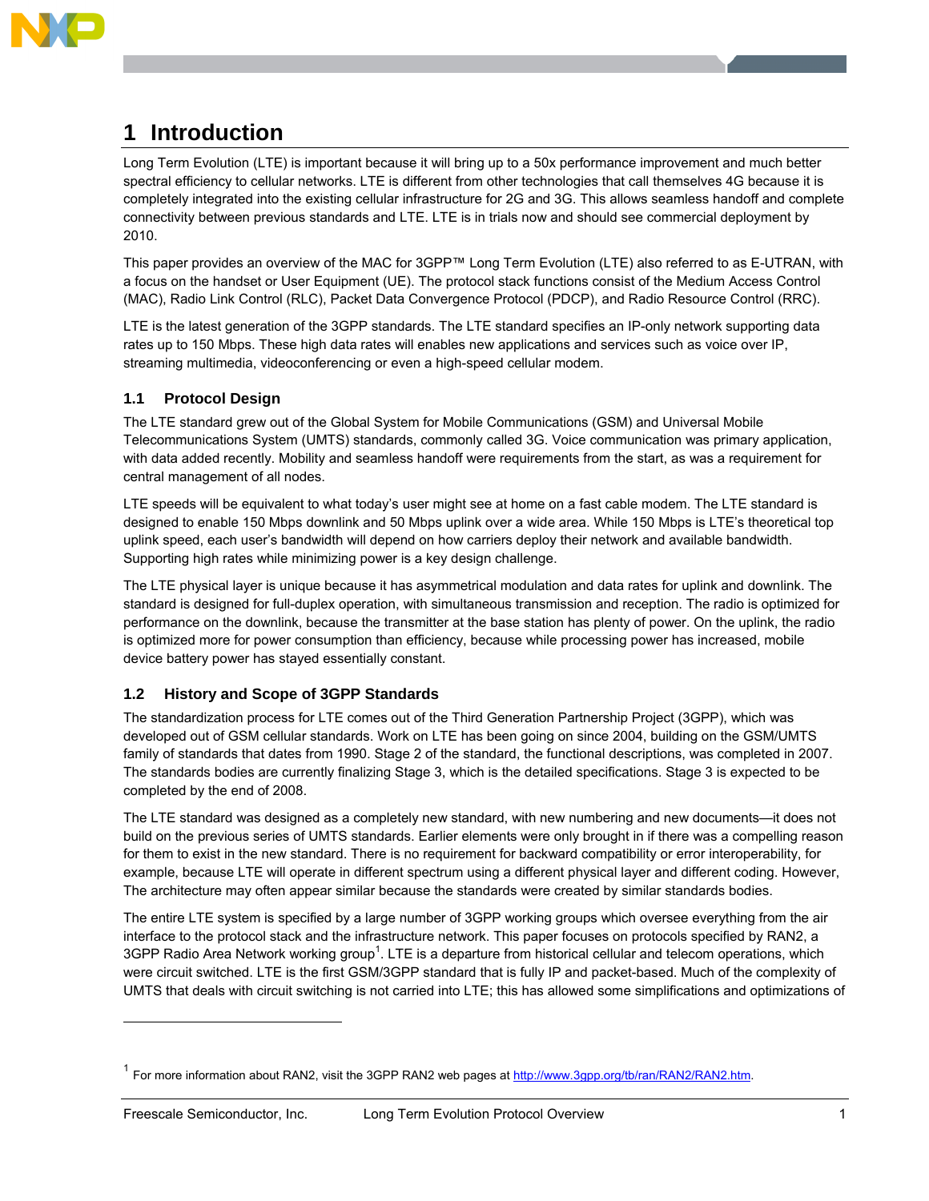# 1 Introduction

Long Term Evolution (LTE) is important because it will bring up to a 50x performance improvement and much better spectral efficiency to cellular networks. LTE is different from other technologies that call themselves 4G because it is completely integrated into the existing cellular infrastructure for 2G and 3G. This allows seamless handoff and complete connectivity between previous standards and LTE. LTE is in trials now and should see commercial deployment by 2010.

This paper provides an overview of the MAC for 3GPP™ Long Term Evolution (LTE) also referred to as E-UTRAN, with a focus on the handset or User Equipment (UE). The protocol stack functions consist of the Medium Access Control (MAC), Radio Link Control (RLC), Packet Data Convergence Protocol (PDCP), and Radio Resource Control (RRC).

LTE is the latest generation of the 3GPP standards. The LTE standard specifies an IP-only network supporting data rates up to 150 Mbps. These high data rates will enables new applications and services such as voice over IP, streaming multimedia, videoconferencing or even a high-speed cellular modem.

## 1.1 Protocol Design

The LTE standard grew out of the Global System for Mobile Communications (GSM) and Universal Mobile Telecommunications System (UMTS) standards, commonly called 3G. Voice communication was primary application, with data added recently. Mobility and seamless handoff were requirements from the start, as was a requirement for central management of all nodes.

LTE speeds will be equivalent to what today's user might see at home on a fast cable modem. The LTE standard is designed to enable 150 Mbps downlink and 50 Mbps uplink over a wide area. While 150 Mbps is LTE's theoretical top uplink speed, each user's bandwidth will depend on how carriers deploy their network and available bandwidth. Supporting high rates while minimizing power is a key design challenge.

The LTE physical layer is unique because it has asymmetrical modulation and data rates for uplink and downlink. The standard is designed for full-duplex operation, with simultaneous transmission and reception. The radio is optimized for performance on the downlink, because the transmitter at the base station has plenty of power. On the uplink, the radio is optimized more for power consumption than efficiency, because while processing power has increased, mobile device battery power has stayed essentially constant.

## 1.2 History and Scope of 3GPP Standards

The standardization process for LTE comes out of the Third Generation Partnership Project (3GPP), which was developed out of GSM cellular standards. Work on LTE has been going on since 2004, building on the GSM/UMTS family of standards that dates from 1990. Stage 2 of the standard, the functional descriptions, was completed in 2007. The standards bodies are currently finalizing Stage 3, which is the detailed specifications. Stage 3 is expected to be completed by the end of 2008.

The LTE standard was designed as a completely new standard, with new numbering and new documents—it does not build on the previous series of UMTS standards. Earlier elements were only brought in if there was a compelling reason for them to exist in the new standard. There is no requirement for backward compatibility or error interoperability, for example, because LTE will operate in different spectrum using a different physical layer and different coding. However, The architecture may often appear similar because the standards were created by similar standards bodies.

The entire LTE system is specified by a large number of 3GPP working groups which oversee everything from the air interface to the protocol stack and the infrastructure network. This paper focuses on protocols specified by RAN2, a 3GPP Radio Area Network working group[1]. LTE is a departure from historical cellular and telecom operations, which were circuit switched. LTE is the first GSM/3GPP standard that is fully IP and packet-based. Much of the complexity of UMTS that deals with circuit switching is not carried into LTE; this has allowed some simplifications and optimizations of

---

[1] For more information about RAN2, visit the 3GPP RAN2 web pages at http://www.3gpp.org/tb/ran/RAN2/RAN2.htm.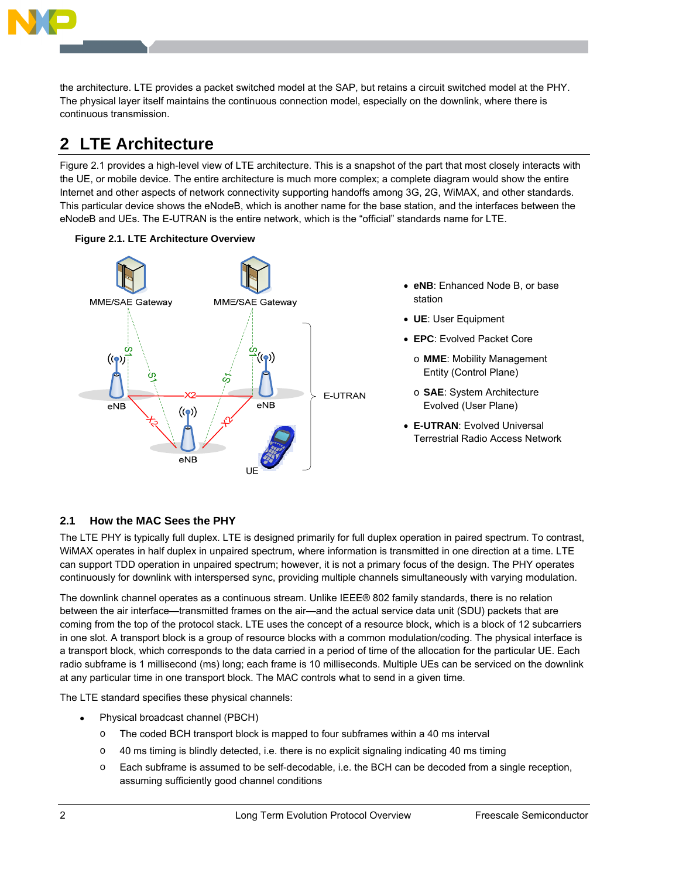the architecture. LTE provides a packet switched model at the SAP, but retains a circuit switched model at the PHY. The physical layer itself maintains the continuous connection model, especially on the downlink, where there is continuous transmission.

## 2 LTE Architecture

Figure 2.1 provides a high-level view of LTE architecture. This is a snapshot of the part that most closely interacts with the UE, or mobile device. The entire architecture is much more complex; a complete diagram would show the entire Internet and other aspects of network connectivity supporting handoffs among 3G, 2G, WiMAX, and other standards. This particular device shows the eNodeB, which is another name for the base station, and the interfaces between the eNodeB and UEs. The E-UTRAN is the entire network, which is the "official" standards name for LTE.

**Figure 2.1. LTE Architecture Overview**

- **eNB**: Enhanced Node B, or base station
- **UE**: User Equipment
- **EPC**: Evolved Packet Core
  - **MME**: Mobility Management Entity (Control Plane)
  - **SAE**: System Architecture Evolved (User Plane)
- **E-UTRAN**: Evolved Universal Terrestrial Radio Access Network

### 2.1 How the MAC Sees the PHY

The LTE PHY is typically full duplex. LTE is designed primarily for full duplex operation in paired spectrum. To contrast, WiMAX operates in half duplex in unpaired spectrum, where information is transmitted in one direction at a time. LTE can support TDD operation in unpaired spectrum; however, it is not a primary focus of the design. The PHY operates continuously for downlink with interspersed sync, providing multiple channels simultaneously with varying modulation.

The downlink channel operates as a continuous stream. Unlike IEEE® 802 family standards, there is no relation between the air interface—transmitted frames on the air—and the actual service data unit (SDU) packets that are coming from the top of the protocol stack. LTE uses the concept of a resource block, which is a block of 12 subcarriers in one slot. A transport block is a group of resource blocks with a common modulation/coding. The physical interface is a transport block, which corresponds to the data carried in a period of time of the allocation for the particular UE. Each radio subframe is 1 millisecond (ms) long; each frame is 10 milliseconds. Multiple UEs can be serviced on the downlink at any particular time in one transport block. The MAC controls what to send in a given time.

The LTE standard specifies these physical channels:

- Physical broadcast channel (PBCH)
  - The coded BCH transport block is mapped to four subframes within a 40 ms interval
  - 40 ms timing is blindly detected, i.e. there is no explicit signaling indicating 40 ms timing
  - Each subframe is assumed to be self-decodable, i.e. the BCH can be decoded from a single reception, assuming sufficiently good channel conditions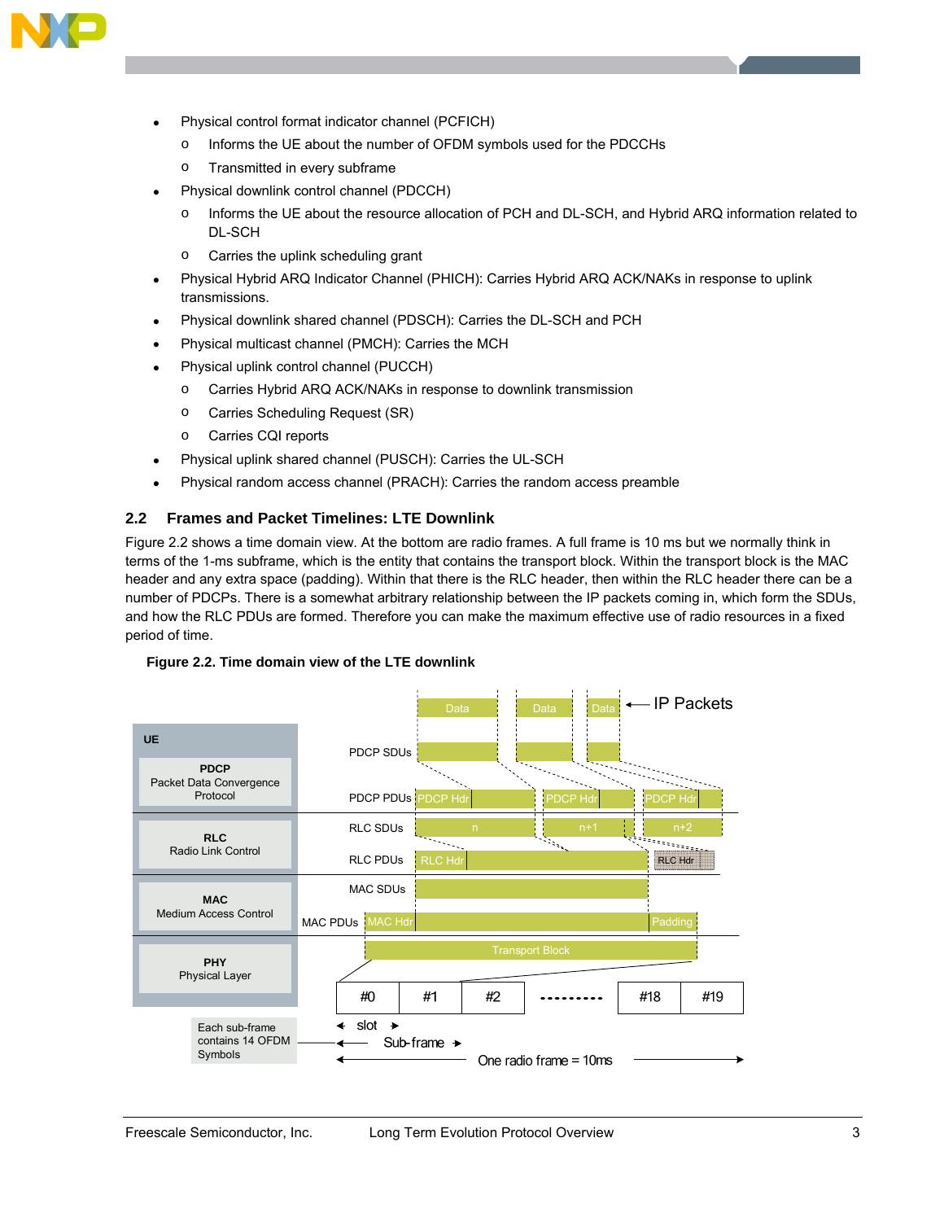- Physical control format indicator channel (PCFICH)
  - Informs the UE about the number of OFDM symbols used for the PDCCHs
  - Transmitted in every subframe
- Physical downlink control channel (PDCCH)
  - Informs the UE about the resource allocation of PCH and DL-SCH, and Hybrid ARQ information related to DL-SCH
  - Carries the uplink scheduling grant
- Physical Hybrid ARQ Indicator Channel (PHICH): Carries Hybrid ARQ ACK/NAKs in response to uplink transmissions.
- Physical downlink shared channel (PDSCH): Carries the DL-SCH and PCH
- Physical multicast channel (PMCH): Carries the MCH
- Physical uplink control channel (PUCCH)
  - Carries Hybrid ARQ ACK/NAKs in response to downlink transmission
  - Carries Scheduling Request (SR)
  - Carries CQI reports
- Physical uplink shared channel (PUSCH): Carries the UL-SCH
- Physical random access channel (PRACH): Carries the random access preamble

## 2.2 Frames and Packet Timelines: LTE Downlink

Figure 2.2 shows a time domain view. At the bottom are radio frames. A full frame is 10 ms but we normally think in terms of the 1-ms subframe, which is the entity that contains the transport block. Within the transport block is the MAC header and any extra space (padding). Within that there is the RLC header, then within the RLC header there can be a number of PDCPs. There is a somewhat arbitrary relationship between the IP packets coming in, which form the SDUs, and how the RLC PDUs are formed. Therefore you can make the maximum effective use of radio resources in a fixed period of time.

**Figure 2.2. Time domain view of the LTE downlink**

UE
PDCP Packet Data Convergence Protocol
RLC Radio Link Control
MAC Medium Access Control
PHY Physical Layer

Data | Data | Data ← IP Packets
PDCP SDUs
PDCP PDUs: PDCP Hdr | PDCP Hdr | PDCP Hdr
RLC SDUs: n | n+1 | n+2
RLC PDUs: RLC Hdr | RLC Hdr
MAC SDUs
MAC PDUs: MAC Hdr | Padding
Transport Block
#0 | #1 | #2 | --------- | #18 | #19

Each sub-frame contains 14 OFDM Symbols
slot
Sub-frame
One radio frame = 10ms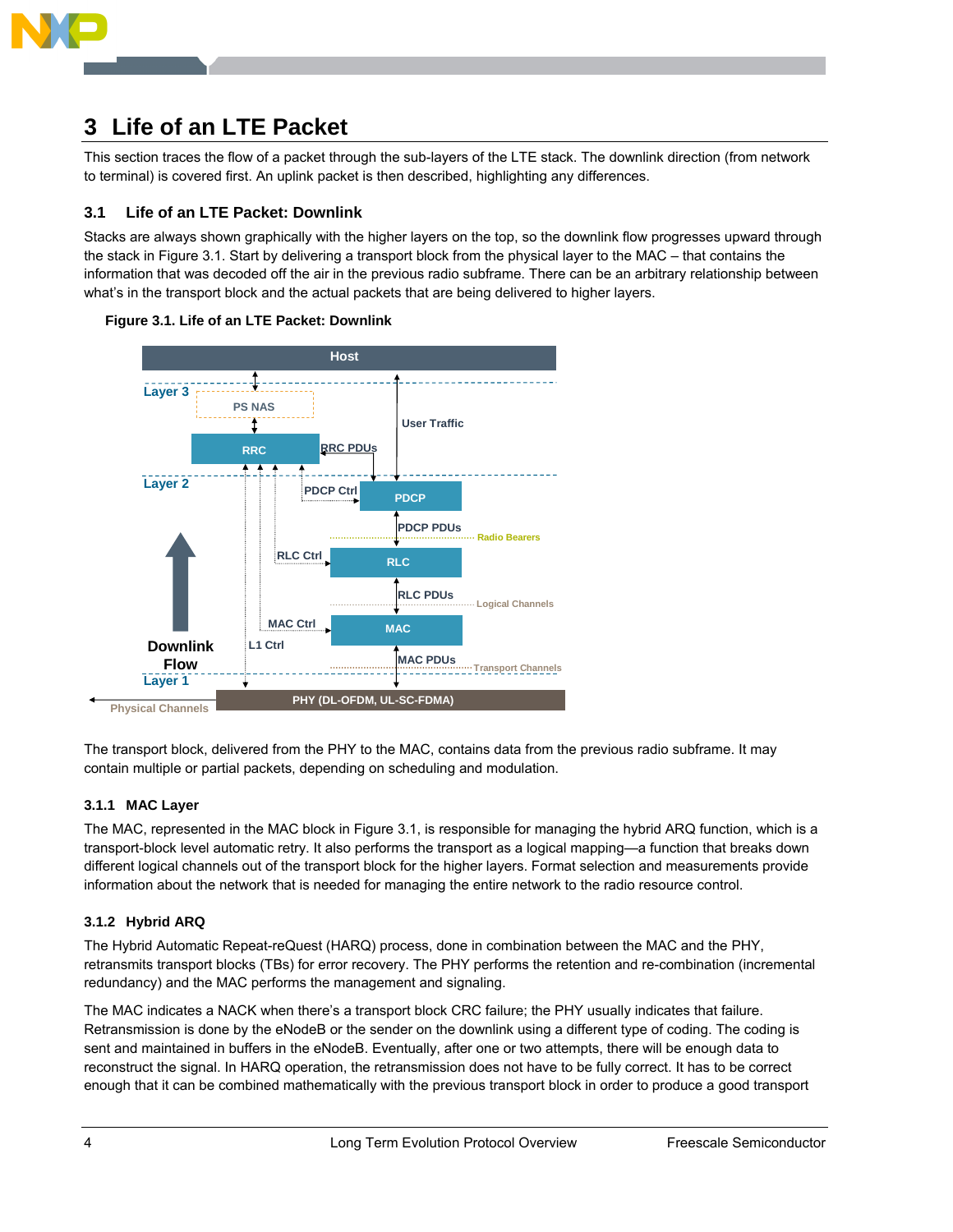# 3 Life of an LTE Packet

This section traces the flow of a packet through the sub-layers of the LTE stack. The downlink direction (from network to terminal) is covered first. An uplink packet is then described, highlighting any differences.

## 3.1 Life of an LTE Packet: Downlink

Stacks are always shown graphically with the higher layers on the top, so the downlink flow progresses upward through the stack in Figure 3.1. Start by delivering a transport block from the physical layer to the MAC – that contains the information that was decoded off the air in the previous radio subframe. There can be an arbitrary relationship between what's in the transport block and the actual packets that are being delivered to higher layers.

**Figure 3.1. Life of an LTE Packet: Downlink**

The transport block, delivered from the PHY to the MAC, contains data from the previous radio subframe. It may contain multiple or partial packets, depending on scheduling and modulation.

### 3.1.1 MAC Layer

The MAC, represented in the MAC block in Figure 3.1, is responsible for managing the hybrid ARQ function, which is a transport-block level automatic retry. It also performs the transport as a logical mapping—a function that breaks down different logical channels out of the transport block for the higher layers. Format selection and measurements provide information about the network that is needed for managing the entire network to the radio resource control.

### 3.1.2 Hybrid ARQ

The Hybrid Automatic Repeat-reQuest (HARQ) process, done in combination between the MAC and the PHY, retransmits transport blocks (TBs) for error recovery. The PHY performs the retention and re-combination (incremental redundancy) and the MAC performs the management and signaling.

The MAC indicates a NACK when there's a transport block CRC failure; the PHY usually indicates that failure. Retransmission is done by the eNodeB or the sender on the downlink using a different type of coding. The coding is sent and maintained in buffers in the eNodeB. Eventually, after one or two attempts, there will be enough data to reconstruct the signal. In HARQ operation, the retransmission does not have to be fully correct. It has to be correct enough that it can be combined mathematically with the previous transport block in order to produce a good transport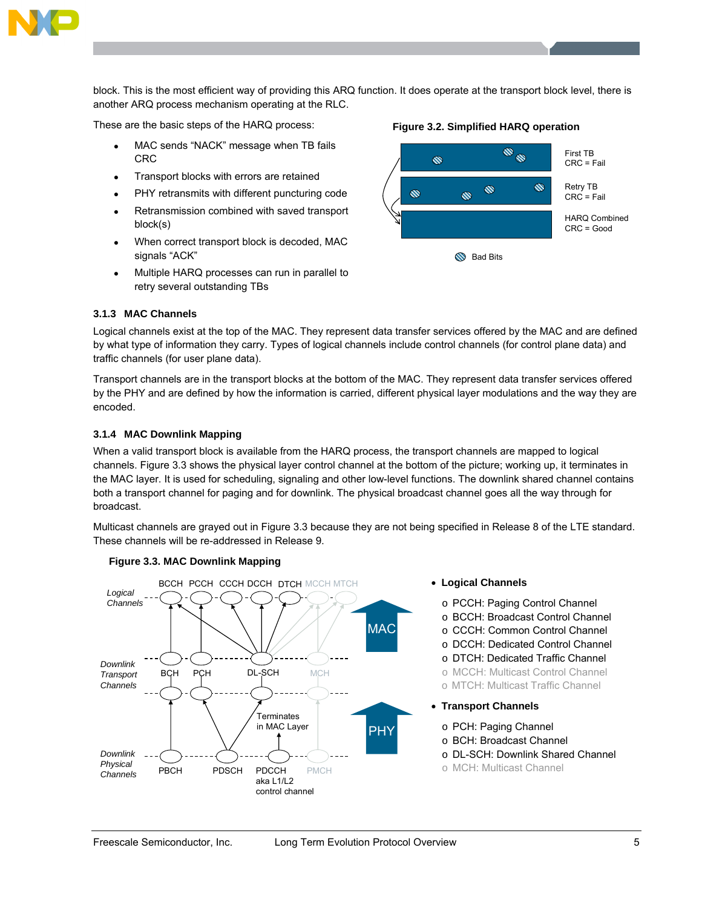block. This is the most efficient way of providing this ARQ function. It does operate at the transport block level, there is another ARQ process mechanism operating at the RLC.

These are the basic steps of the HARQ process:

- MAC sends "NACK" message when TB fails CRC
- Transport blocks with errors are retained
- PHY retransmits with different puncturing code
- Retransmission combined with saved transport block(s)
- When correct transport block is decoded, MAC signals "ACK"
- Multiple HARQ processes can run in parallel to retry several outstanding TBs

**Figure 3.2. Simplified HARQ operation**

First TB
CRC = Fail

Retry TB
CRC = Fail

HARQ Combined
CRC = Good

Bad Bits

### 3.1.3 MAC Channels

Logical channels exist at the top of the MAC. They represent data transfer services offered by the MAC and are defined by what type of information they carry. Types of logical channels include control channels (for control plane data) and traffic channels (for user plane data).

Transport channels are in the transport blocks at the bottom of the MAC. They represent data transfer services offered by the PHY and are defined by how the information is carried, different physical layer modulations and the way they are encoded.

### 3.1.4 MAC Downlink Mapping

When a valid transport block is available from the HARQ process, the transport channels are mapped to logical channels. Figure 3.3 shows the physical layer control channel at the bottom of the picture; working up, it terminates in the MAC layer. It is used for scheduling, signaling and other low-level functions. The downlink shared channel contains both a transport channel for paging and for downlink. The physical broadcast channel goes all the way through for broadcast.

Multicast channels are grayed out in Figure 3.3 because they are not being specified in Release 8 of the LTE standard. These channels will be re-addressed in Release 9.

**Figure 3.3. MAC Downlink Mapping**

Logical Channels: BCCH PCCH CCCH DCCH DTCH MCCH MTCH

Downlink Transport Channels: BCH PCH DL-SCH MCH

Downlink Physical Channels: PBCH PDSCH PDCCH (aka L1/L2 control channel) PMCH

Terminates in MAC Layer

MAC

PHY

- **Logical Channels**
  - PCCH: Paging Control Channel
  - BCCH: Broadcast Control Channel
  - CCCH: Common Control Channel
  - DCCH: Dedicated Control Channel
  - DTCH: Dedicated Traffic Channel
  - MCCH: Multicast Control Channel
  - MTCH: Multicast Traffic Channel
- **Transport Channels**
  - PCH: Paging Channel
  - BCH: Broadcast Channel
  - DL-SCH: Downlink Shared Channel
  - MCH: Multicast Channel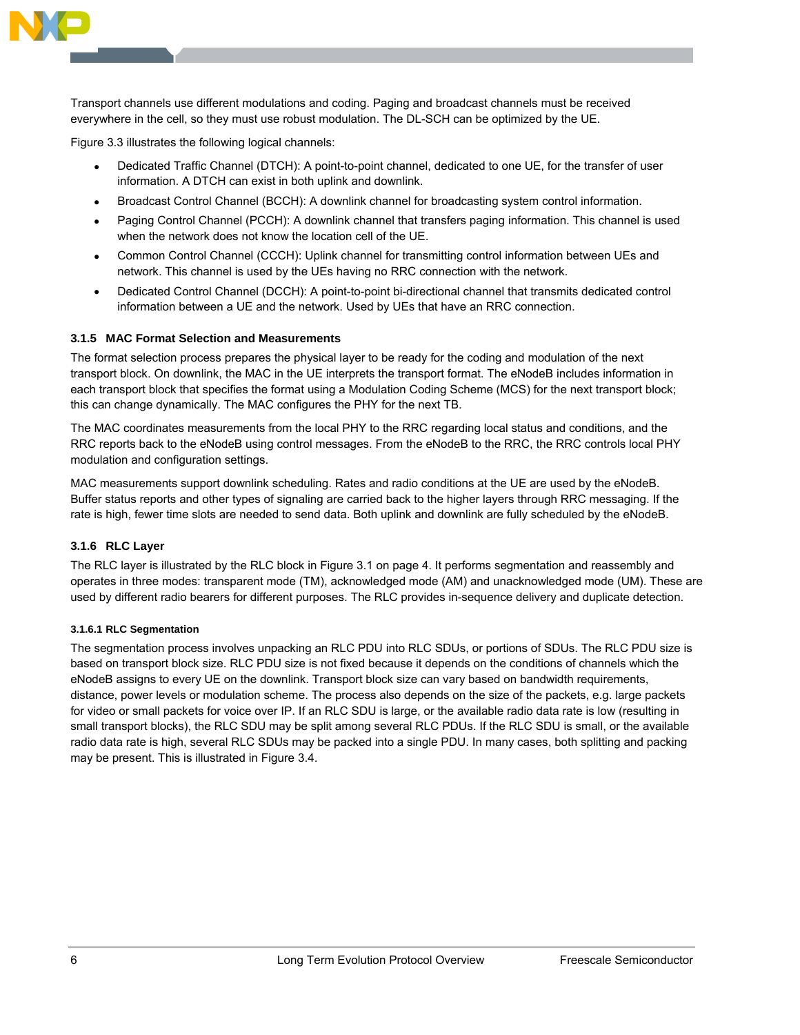Transport channels use different modulations and coding. Paging and broadcast channels must be received everywhere in the cell, so they must use robust modulation. The DL-SCH can be optimized by the UE.

Figure 3.3 illustrates the following logical channels:

- Dedicated Traffic Channel (DTCH): A point-to-point channel, dedicated to one UE, for the transfer of user information. A DTCH can exist in both uplink and downlink.
- Broadcast Control Channel (BCCH): A downlink channel for broadcasting system control information.
- Paging Control Channel (PCCH): A downlink channel that transfers paging information. This channel is used when the network does not know the location cell of the UE.
- Common Control Channel (CCCH): Uplink channel for transmitting control information between UEs and network. This channel is used by the UEs having no RRC connection with the network.
- Dedicated Control Channel (DCCH): A point-to-point bi-directional channel that transmits dedicated control information between a UE and the network. Used by UEs that have an RRC connection.

### 3.1.5 MAC Format Selection and Measurements

The format selection process prepares the physical layer to be ready for the coding and modulation of the next transport block. On downlink, the MAC in the UE interprets the transport format. The eNodeB includes information in each transport block that specifies the format using a Modulation Coding Scheme (MCS) for the next transport block; this can change dynamically. The MAC configures the PHY for the next TB.

The MAC coordinates measurements from the local PHY to the RRC regarding local status and conditions, and the RRC reports back to the eNodeB using control messages. From the eNodeB to the RRC, the RRC controls local PHY modulation and configuration settings.

MAC measurements support downlink scheduling. Rates and radio conditions at the UE are used by the eNodeB. Buffer status reports and other types of signaling are carried back to the higher layers through RRC messaging. If the rate is high, fewer time slots are needed to send data. Both uplink and downlink are fully scheduled by the eNodeB.

### 3.1.6 RLC Layer

The RLC layer is illustrated by the RLC block in Figure 3.1 on page 4. It performs segmentation and reassembly and operates in three modes: transparent mode (TM), acknowledged mode (AM) and unacknowledged mode (UM). These are used by different radio bearers for different purposes. The RLC provides in-sequence delivery and duplicate detection.

#### 3.1.6.1 RLC Segmentation

The segmentation process involves unpacking an RLC PDU into RLC SDUs, or portions of SDUs. The RLC PDU size is based on transport block size. RLC PDU size is not fixed because it depends on the conditions of channels which the eNodeB assigns to every UE on the downlink. Transport block size can vary based on bandwidth requirements, distance, power levels or modulation scheme. The process also depends on the size of the packets, e.g. large packets for video or small packets for voice over IP. If an RLC SDU is large, or the available radio data rate is low (resulting in small transport blocks), the RLC SDU may be split among several RLC PDUs. If the RLC SDU is small, or the available radio data rate is high, several RLC SDUs may be packed into a single PDU. In many cases, both splitting and packing may be present. This is illustrated in Figure 3.4.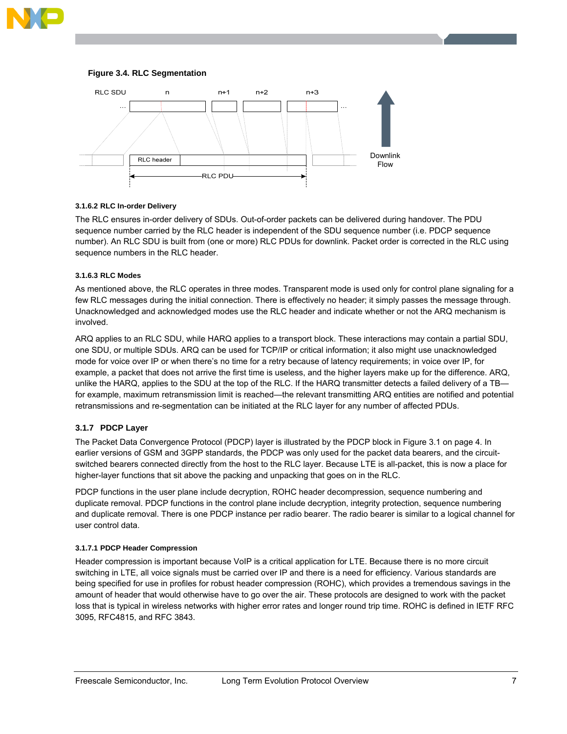**Figure 3.4. RLC Segmentation**

### 3.1.6.2 RLC In-order Delivery

The RLC ensures in-order delivery of SDUs. Out-of-order packets can be delivered during handover. The PDU sequence number carried by the RLC header is independent of the SDU sequence number (i.e. PDCP sequence number). An RLC SDU is built from (one or more) RLC PDUs for downlink. Packet order is corrected in the RLC using sequence numbers in the RLC header.

### 3.1.6.3 RLC Modes

As mentioned above, the RLC operates in three modes. Transparent mode is used only for control plane signaling for a few RLC messages during the initial connection. There is effectively no header; it simply passes the message through. Unacknowledged and acknowledged modes use the RLC header and indicate whether or not the ARQ mechanism is involved.

ARQ applies to an RLC SDU, while HARQ applies to a transport block. These interactions may contain a partial SDU, one SDU, or multiple SDUs. ARQ can be used for TCP/IP or critical information; it also might use unacknowledged mode for voice over IP or when there's no time for a retry because of latency requirements; in voice over IP, for example, a packet that does not arrive the first time is useless, and the higher layers make up for the difference. ARQ, unlike the HARQ, applies to the SDU at the top of the RLC. If the HARQ transmitter detects a failed delivery of a TB—for example, maximum retransmission limit is reached—the relevant transmitting ARQ entities are notified and potential retransmissions and re-segmentation can be initiated at the RLC layer for any number of affected PDUs.

## 3.1.7 PDCP Layer

The Packet Data Convergence Protocol (PDCP) layer is illustrated by the PDCP block in Figure 3.1 on page 4. In earlier versions of GSM and 3GPP standards, the PDCP was only used for the packet data bearers, and the circuit-switched bearers connected directly from the host to the RLC layer. Because LTE is all-packet, this is now a place for higher-layer functions that sit above the packing and unpacking that goes on in the RLC.

PDCP functions in the user plane include decryption, ROHC header decompression, sequence numbering and duplicate removal. PDCP functions in the control plane include decryption, integrity protection, sequence numbering and duplicate removal. There is one PDCP instance per radio bearer. The radio bearer is similar to a logical channel for user control data.

### 3.1.7.1 PDCP Header Compression

Header compression is important because VoIP is a critical application for LTE. Because there is no more circuit switching in LTE, all voice signals must be carried over IP and there is a need for efficiency. Various standards are being specified for use in profiles for robust header compression (ROHC), which provides a tremendous savings in the amount of header that would otherwise have to go over the air. These protocols are designed to work with the packet loss that is typical in wireless networks with higher error rates and longer round trip time. ROHC is defined in IETF RFC 3095, RFC4815, and RFC 3843.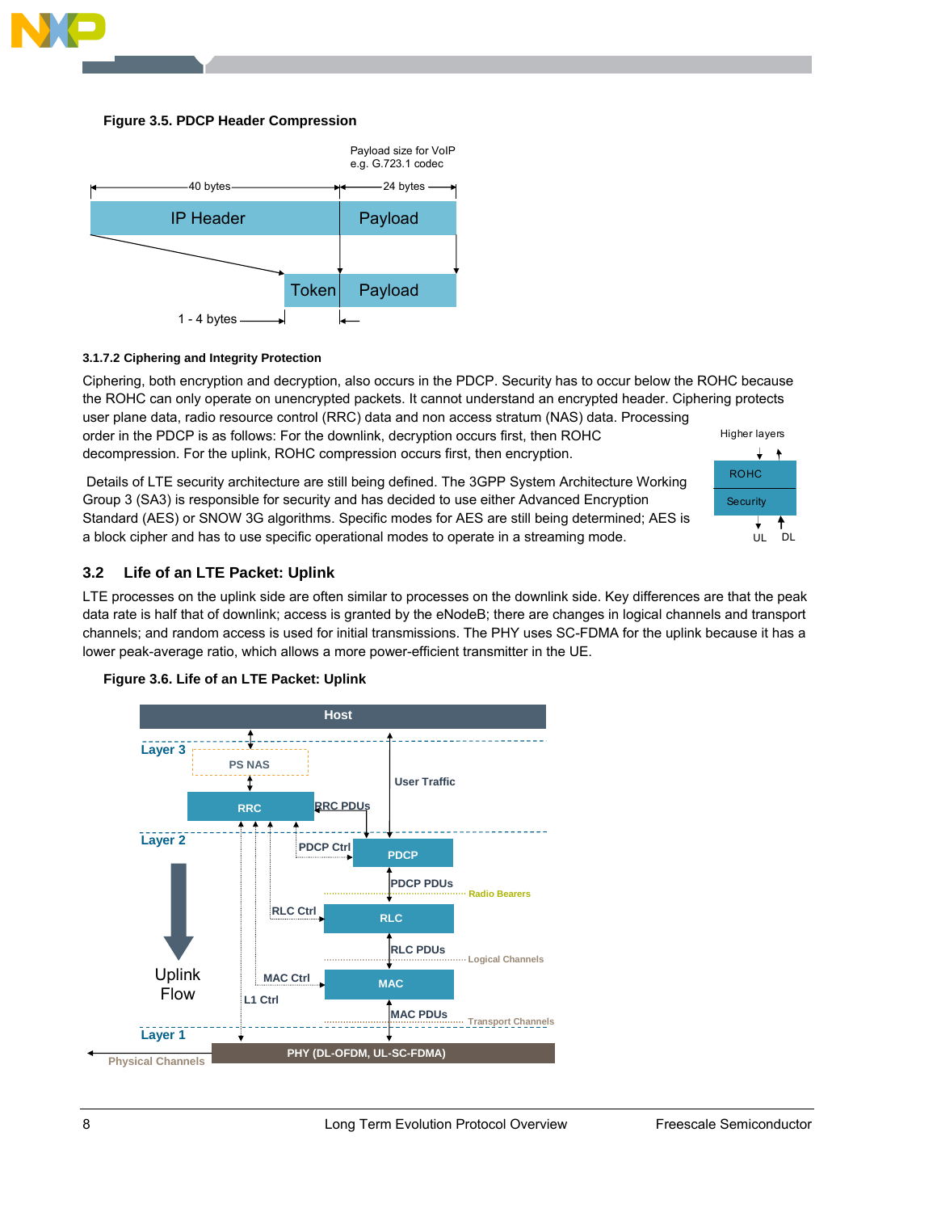**Figure 3.5. PDCP Header Compression**

#### 3.1.7.2 Ciphering and Integrity Protection

Ciphering, both encryption and decryption, also occurs in the PDCP. Security has to occur below the ROHC because the ROHC can only operate on unencrypted packets. It cannot understand an encrypted header. Ciphering protects user plane data, radio resource control (RRC) data and non access stratum (NAS) data. Processing order in the PDCP is as follows: For the downlink, decryption occurs first, then ROHC decompression. For the uplink, ROHC compression occurs first, then encryption.

Details of LTE security architecture are still being defined. The 3GPP System Architecture Working Group 3 (SA3) is responsible for security and has decided to use either Advanced Encryption Standard (AES) or SNOW 3G algorithms. Specific modes for AES are still being determined; AES is a block cipher and has to use specific operational modes to operate in a streaming mode.

## 3.2 Life of an LTE Packet: Uplink

LTE processes on the uplink side are often similar to processes on the downlink side. Key differences are that the peak data rate is half that of downlink; access is granted by the eNodeB; there are changes in logical channels and transport channels; and random access is used for initial transmissions. The PHY uses SC-FDMA for the uplink because it has a lower peak-average ratio, which allows a more power-efficient transmitter in the UE.

**Figure 3.6. Life of an LTE Packet: Uplink**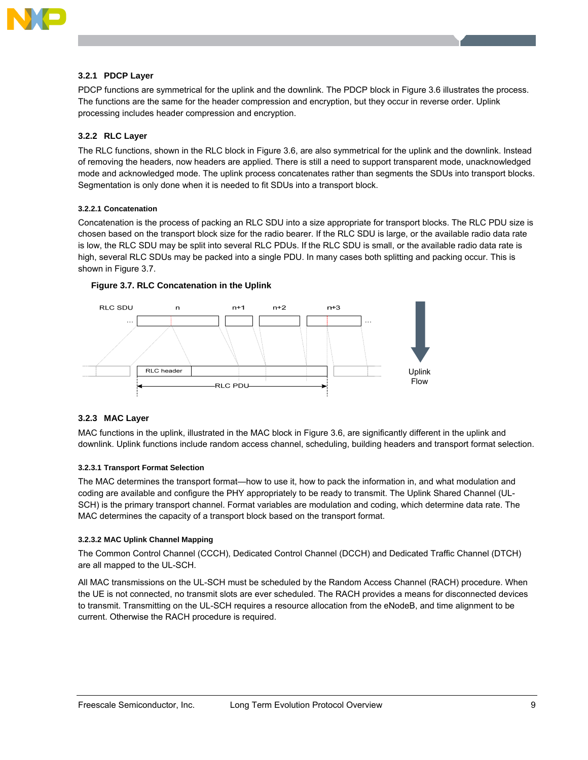### 3.2.1 PDCP Layer

PDCP functions are symmetrical for the uplink and the downlink. The PDCP block in Figure 3.6 illustrates the process. The functions are the same for the header compression and encryption, but they occur in reverse order. Uplink processing includes header compression and encryption.

### 3.2.2 RLC Layer

The RLC functions, shown in the RLC block in Figure 3.6, are also symmetrical for the uplink and the downlink. Instead of removing the headers, now headers are applied. There is still a need to support transparent mode, unacknowledged mode and acknowledged mode. The uplink process concatenates rather than segments the SDUs into transport blocks. Segmentation is only done when it is needed to fit SDUs into a transport block.

#### 3.2.2.1 Concatenation

Concatenation is the process of packing an RLC SDU into a size appropriate for transport blocks. The RLC PDU size is chosen based on the transport block size for the radio bearer. If the RLC SDU is large, or the available radio data rate is low, the RLC SDU may be split into several RLC PDUs. If the RLC SDU is small, or the available radio data rate is high, several RLC SDUs may be packed into a single PDU. In many cases both splitting and packing occur. This is shown in Figure 3.7.

**Figure 3.7. RLC Concatenation in the Uplink**

### 3.2.3 MAC Layer

MAC functions in the uplink, illustrated in the MAC block in Figure 3.6, are significantly different in the uplink and downlink. Uplink functions include random access channel, scheduling, building headers and transport format selection.

#### 3.2.3.1 Transport Format Selection

The MAC determines the transport format—how to use it, how to pack the information in, and what modulation and coding are available and configure the PHY appropriately to be ready to transmit. The Uplink Shared Channel (UL-SCH) is the primary transport channel. Format variables are modulation and coding, which determine data rate. The MAC determines the capacity of a transport block based on the transport format.

#### 3.2.3.2 MAC Uplink Channel Mapping

The Common Control Channel (CCCH), Dedicated Control Channel (DCCH) and Dedicated Traffic Channel (DTCH) are all mapped to the UL-SCH.

All MAC transmissions on the UL-SCH must be scheduled by the Random Access Channel (RACH) procedure. When the UE is not connected, no transmit slots are ever scheduled. The RACH provides a means for disconnected devices to transmit. Transmitting on the UL-SCH requires a resource allocation from the eNodeB, and time alignment to be current. Otherwise the RACH procedure is required.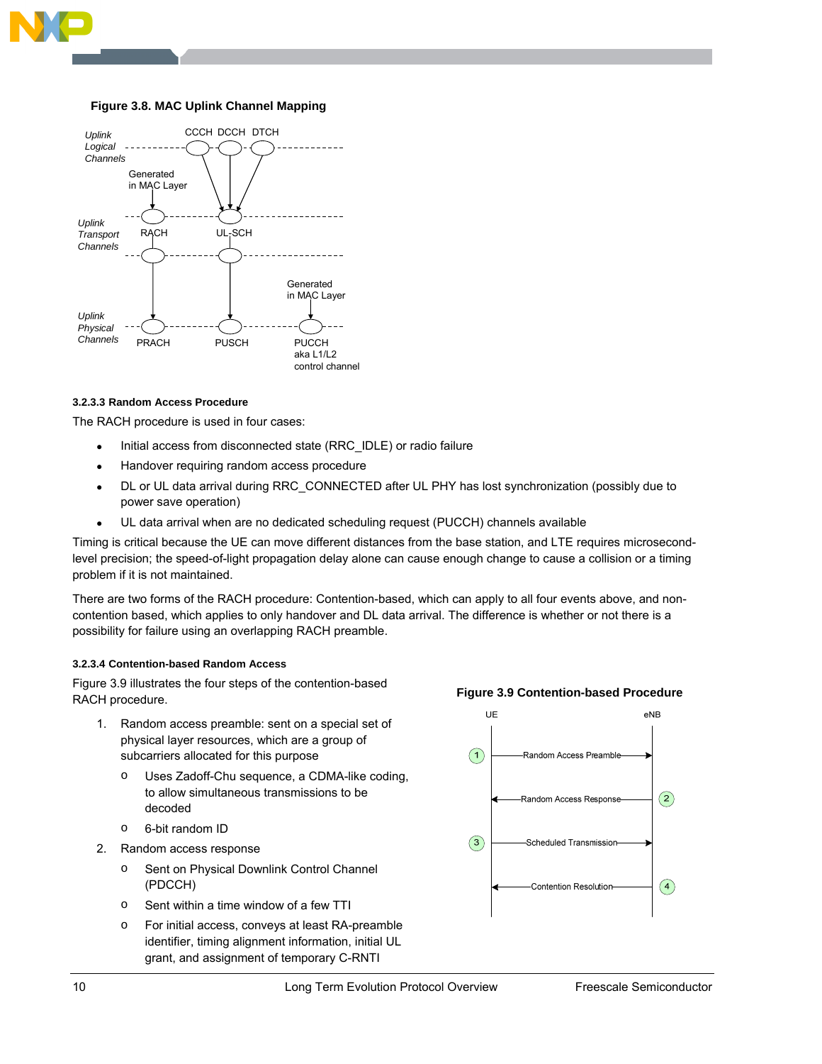**Figure 3.8. MAC Uplink Channel Mapping**

### 3.2.3.3 Random Access Procedure

The RACH procedure is used in four cases:

- Initial access from disconnected state (RRC_IDLE) or radio failure
- Handover requiring random access procedure
- DL or UL data arrival during RRC_CONNECTED after UL PHY has lost synchronization (possibly due to power save operation)
- UL data arrival when are no dedicated scheduling request (PUCCH) channels available

Timing is critical because the UE can move different distances from the base station, and LTE requires microsecond-level precision; the speed-of-light propagation delay alone can cause enough change to cause a collision or a timing problem if it is not maintained.

There are two forms of the RACH procedure: Contention-based, which can apply to all four events above, and non-contention based, which applies to only handover and DL data arrival. The difference is whether or not there is a possibility for failure using an overlapping RACH preamble.

### 3.2.3.4 Contention-based Random Access

Figure 3.9 illustrates the four steps of the contention-based RACH procedure.

1. Random access preamble: sent on a special set of physical layer resources, which are a group of subcarriers allocated for this purpose
   - Uses Zadoff-Chu sequence, a CDMA-like coding, to allow simultaneous transmissions to be decoded
   - 6-bit random ID
2. Random access response
   - Sent on Physical Downlink Control Channel (PDCCH)
   - Sent within a time window of a few TTI
   - For initial access, conveys at least RA-preamble identifier, timing alignment information, initial UL grant, and assignment of temporary C-RNTI

**Figure 3.9 Contention-based Procedure**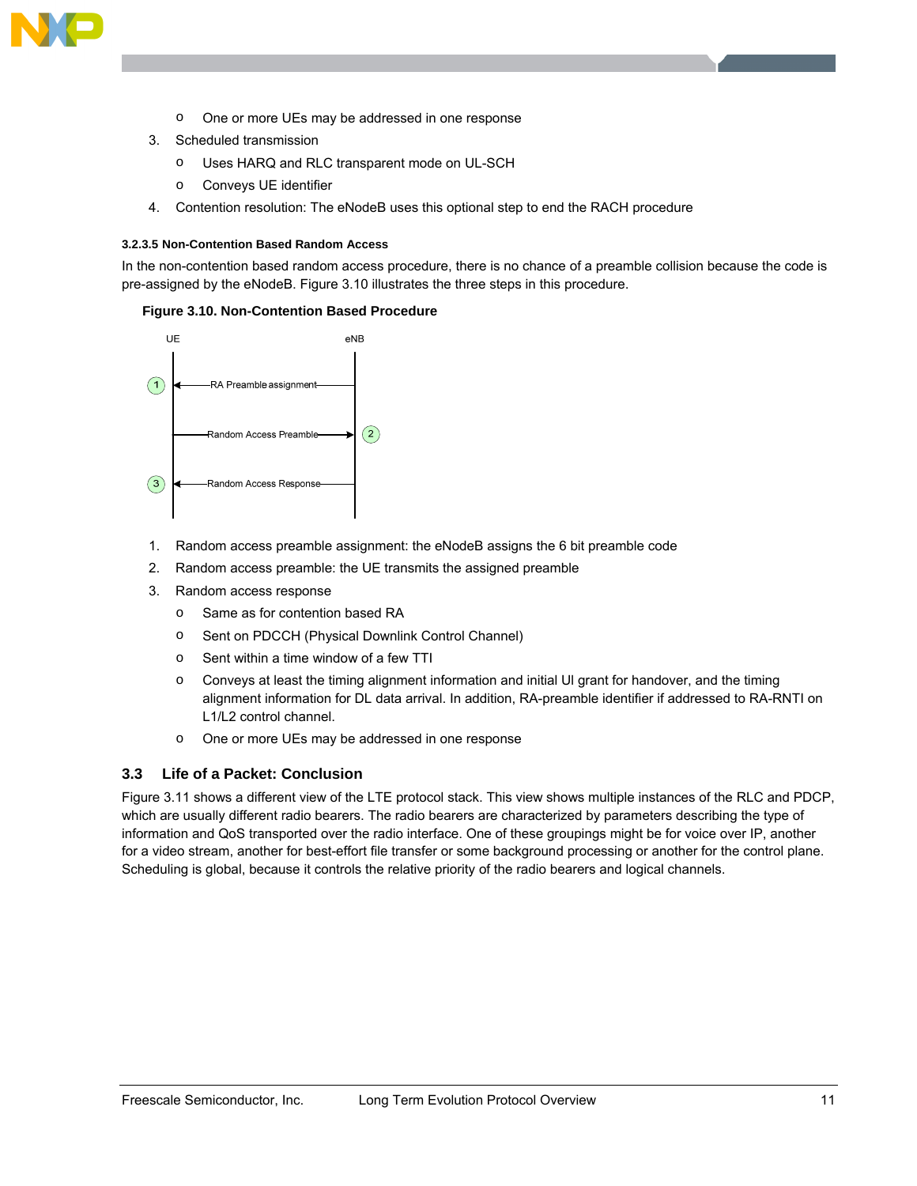- One or more UEs may be addressed in one response

3. Scheduled transmission
   - Uses HARQ and RLC transparent mode on UL-SCH
   - Conveys UE identifier
4. Contention resolution: The eNodeB uses this optional step to end the RACH procedure

#### 3.2.3.5 Non-Contention Based Random Access

In the non-contention based random access procedure, there is no chance of a preamble collision because the code is pre-assigned by the eNodeB. Figure 3.10 illustrates the three steps in this procedure.

**Figure 3.10. Non-Contention Based Procedure**

UE — eNB

1. RA Preamble assignment (eNB → UE)
2. Random Access Preamble (UE → eNB)
3. Random Access Response (eNB → UE)

1. Random access preamble assignment: the eNodeB assigns the 6 bit preamble code
2. Random access preamble: the UE transmits the assigned preamble
3. Random access response
   - Same as for contention based RA
   - Sent on PDCCH (Physical Downlink Control Channel)
   - Sent within a time window of a few TTI
   - Conveys at least the timing alignment information and initial Ul grant for handover, and the timing alignment information for DL data arrival. In addition, RA-preamble identifier if addressed to RA-RNTI on L1/L2 control channel.
   - One or more UEs may be addressed in one response

## 3.3 Life of a Packet: Conclusion

Figure 3.11 shows a different view of the LTE protocol stack. This view shows multiple instances of the RLC and PDCP, which are usually different radio bearers. The radio bearers are characterized by parameters describing the type of information and QoS transported over the radio interface. One of these groupings might be for voice over IP, another for a video stream, another for best-effort file transfer or some background processing or another for the control plane. Scheduling is global, because it controls the relative priority of the radio bearers and logical channels.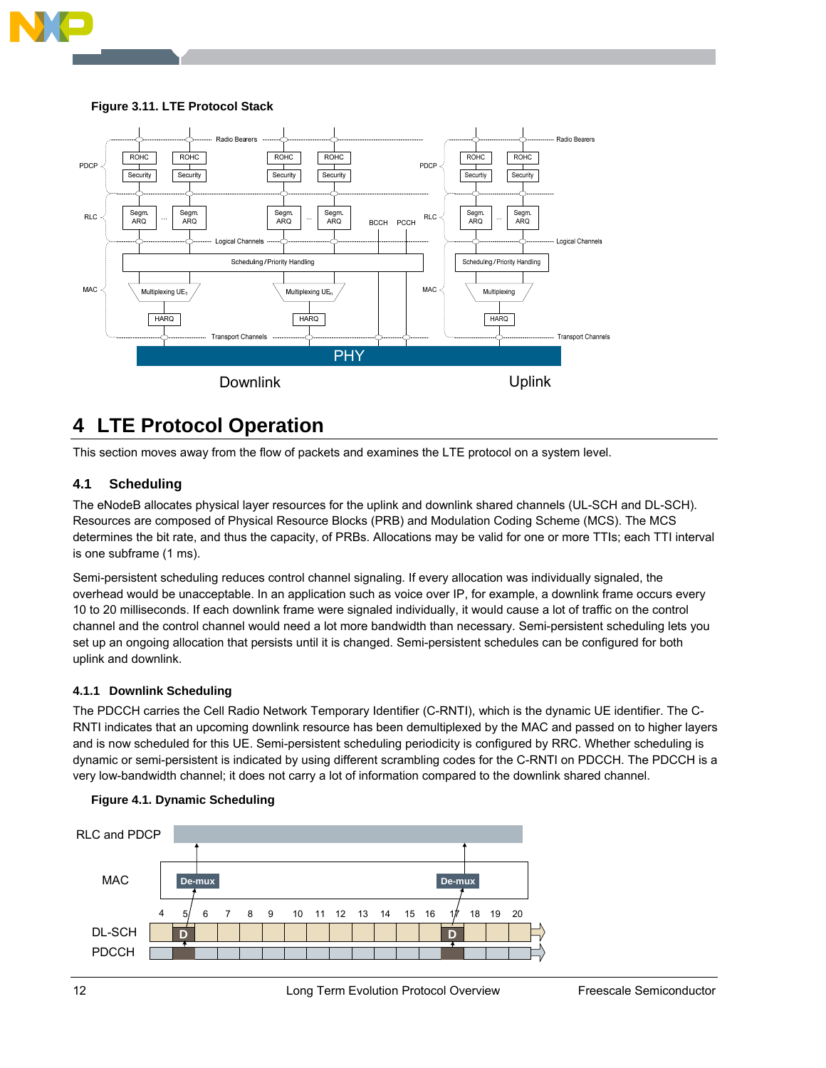**Figure 3.11. LTE Protocol Stack**

# 4 LTE Protocol Operation

This section moves away from the flow of packets and examines the LTE protocol on a system level.

## 4.1 Scheduling

The eNodeB allocates physical layer resources for the uplink and downlink shared channels (UL-SCH and DL-SCH). Resources are composed of Physical Resource Blocks (PRB) and Modulation Coding Scheme (MCS). The MCS determines the bit rate, and thus the capacity, of PRBs. Allocations may be valid for one or more TTIs; each TTI interval is one subframe (1 ms).

Semi-persistent scheduling reduces control channel signaling. If every allocation was individually signaled, the overhead would be unacceptable. In an application such as voice over IP, for example, a downlink frame occurs every 10 to 20 milliseconds. If each downlink frame were signaled individually, it would cause a lot of traffic on the control channel and the control channel would need a lot more bandwidth than necessary. Semi-persistent scheduling lets you set up an ongoing allocation that persists until it is changed. Semi-persistent schedules can be configured for both uplink and downlink.

### 4.1.1 Downlink Scheduling

The PDCCH carries the Cell Radio Network Temporary Identifier (C-RNTI), which is the dynamic UE identifier. The C-RNTI indicates that an upcoming downlink resource has been demultiplexed by the MAC and passed on to higher layers and is now scheduled for this UE. Semi-persistent scheduling periodicity is configured by RRC. Whether scheduling is dynamic or semi-persistent is indicated by using different scrambling codes for the C-RNTI on PDCCH. The PDCCH is a very low-bandwidth channel; it does not carry a lot of information compared to the downlink shared channel.

**Figure 4.1. Dynamic Scheduling**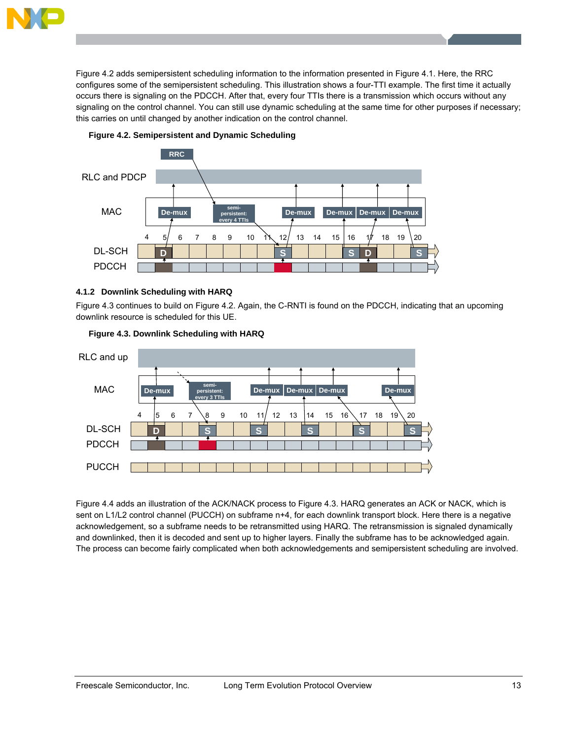Figure 4.2 adds semipersistent scheduling information to the information presented in Figure 4.1. Here, the RRC configures some of the semipersistent scheduling. This illustration shows a four-TTI example. The first time it actually occurs there is signaling on the PDCCH. After that, every four TTIs there is a transmission which occurs without any signaling on the control channel. You can still use dynamic scheduling at the same time for other purposes if necessary; this carries on until changed by another indication on the control channel.

**Figure 4.2. Semipersistent and Dynamic Scheduling**

### 4.1.2 Downlink Scheduling with HARQ

Figure 4.3 continues to build on Figure 4.2. Again, the C-RNTI is found on the PDCCH, indicating that an upcoming downlink resource is scheduled for this UE.

**Figure 4.3. Downlink Scheduling with HARQ**

Figure 4.4 adds an illustration of the ACK/NACK process to Figure 4.3. HARQ generates an ACK or NACK, which is sent on L1/L2 control channel (PUCCH) on subframe n+4, for each downlink transport block. Here there is a negative acknowledgement, so a subframe needs to be retransmitted using HARQ. The retransmission is signaled dynamically and downlinked, then it is decoded and sent up to higher layers. Finally the subframe has to be acknowledged again. The process can become fairly complicated when both acknowledgements and semipersistent scheduling are involved.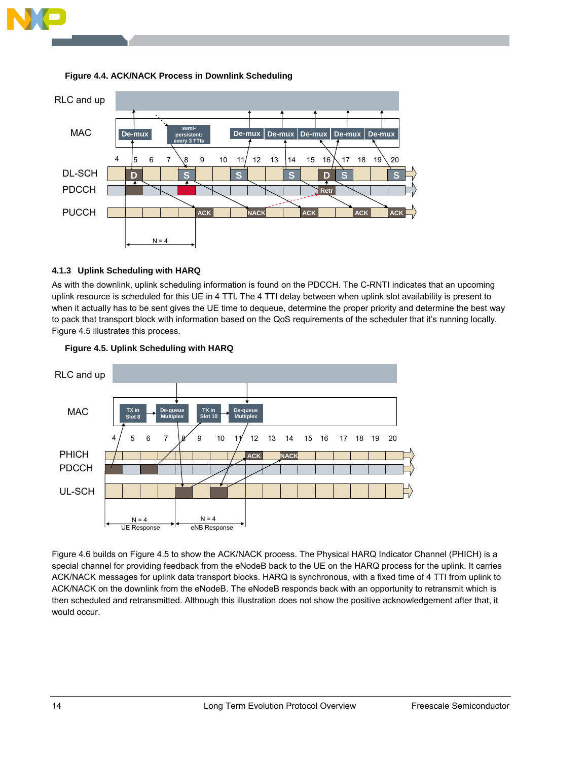**Figure 4.4. ACK/NACK Process in Downlink Scheduling**

### 4.1.3 Uplink Scheduling with HARQ

As with the downlink, uplink scheduling information is found on the PDCCH. The C-RNTI indicates that an upcoming uplink resource is scheduled for this UE in 4 TTI. The 4 TTI delay between when uplink slot availability is present to when it actually has to be sent gives the UE time to dequeue, determine the proper priority and determine the best way to pack that transport block with information based on the QoS requirements of the scheduler that it's running locally. Figure 4.5 illustrates this process.

**Figure 4.5. Uplink Scheduling with HARQ**

Figure 4.6 builds on Figure 4.5 to show the ACK/NACK process. The Physical HARQ Indicator Channel (PHICH) is a special channel for providing feedback from the eNodeB back to the UE on the HARQ process for the uplink. It carries ACK/NACK messages for uplink data transport blocks. HARQ is synchronous, with a fixed time of 4 TTI from uplink to ACK/NACK on the downlink from the eNodeB. The eNodeB responds back with an opportunity to retransmit which is then scheduled and retransmitted. Although this illustration does not show the positive acknowledgement after that, it would occur.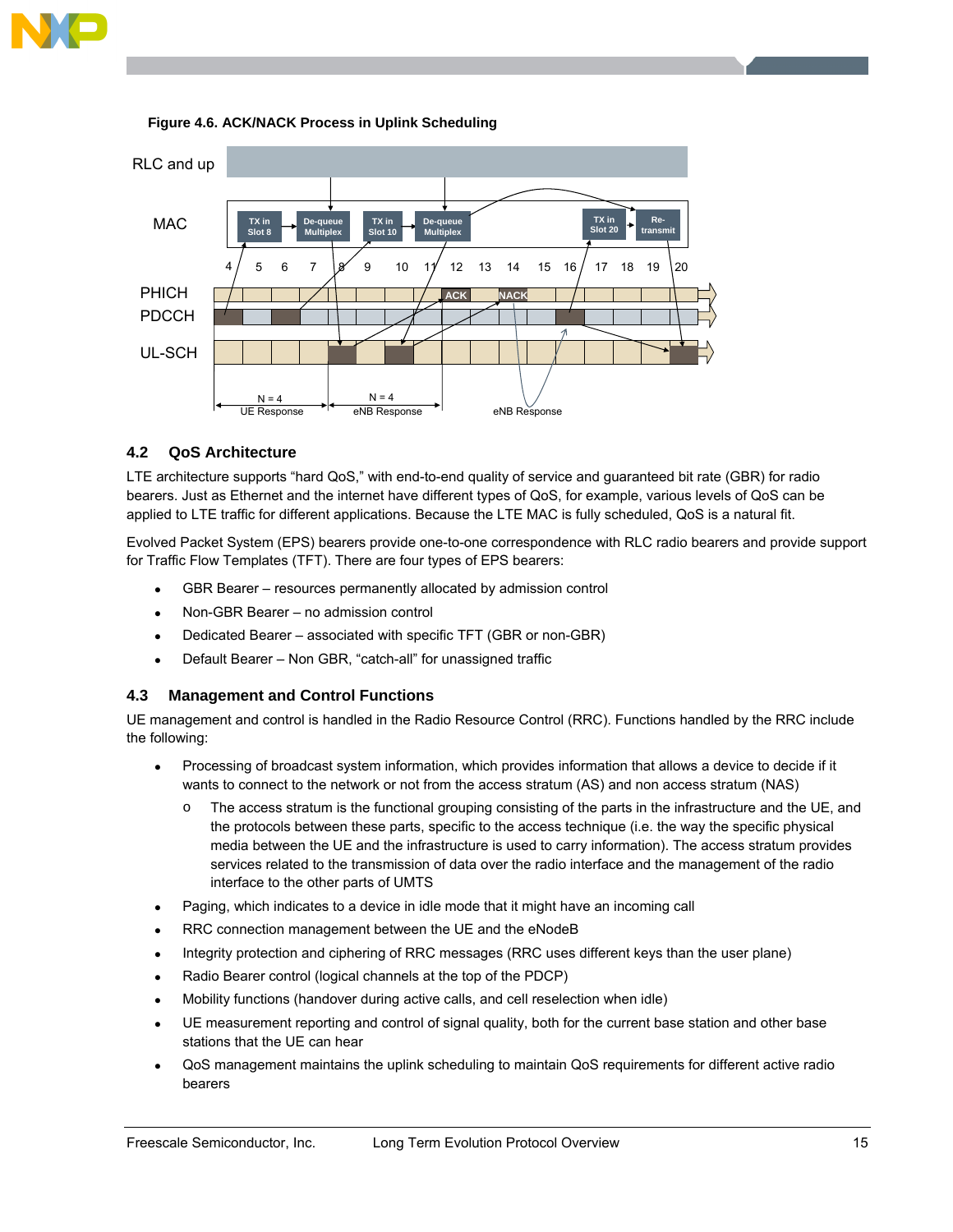**Figure 4.6. ACK/NACK Process in Uplink Scheduling**

## 4.2 QoS Architecture

LTE architecture supports "hard QoS," with end-to-end quality of service and guaranteed bit rate (GBR) for radio bearers. Just as Ethernet and the internet have different types of QoS, for example, various levels of QoS can be applied to LTE traffic for different applications. Because the LTE MAC is fully scheduled, QoS is a natural fit.

Evolved Packet System (EPS) bearers provide one-to-one correspondence with RLC radio bearers and provide support for Traffic Flow Templates (TFT). There are four types of EPS bearers:

- GBR Bearer – resources permanently allocated by admission control
- Non-GBR Bearer – no admission control
- Dedicated Bearer – associated with specific TFT (GBR or non-GBR)
- Default Bearer – Non GBR, "catch-all" for unassigned traffic

## 4.3 Management and Control Functions

UE management and control is handled in the Radio Resource Control (RRC). Functions handled by the RRC include the following:

- Processing of broadcast system information, which provides information that allows a device to decide if it wants to connect to the network or not from the access stratum (AS) and non access stratum (NAS)
  - The access stratum is the functional grouping consisting of the parts in the infrastructure and the UE, and the protocols between these parts, specific to the access technique (i.e. the way the specific physical media between the UE and the infrastructure is used to carry information). The access stratum provides services related to the transmission of data over the radio interface and the management of the radio interface to the other parts of UMTS
- Paging, which indicates to a device in idle mode that it might have an incoming call
- RRC connection management between the UE and the eNodeB
- Integrity protection and ciphering of RRC messages (RRC uses different keys than the user plane)
- Radio Bearer control (logical channels at the top of the PDCP)
- Mobility functions (handover during active calls, and cell reselection when idle)
- UE measurement reporting and control of signal quality, both for the current base station and other base stations that the UE can hear
- QoS management maintains the uplink scheduling to maintain QoS requirements for different active radio bearers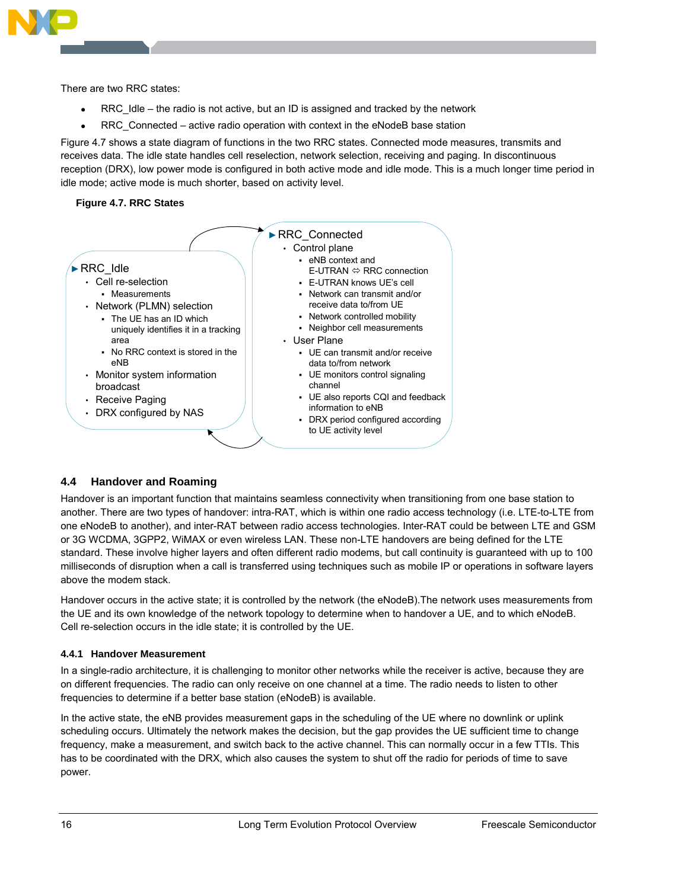There are two RRC states:

- RRC_Idle – the radio is not active, but an ID is assigned and tracked by the network
- RRC_Connected – active radio operation with context in the eNodeB base station

Figure 4.7 shows a state diagram of functions in the two RRC states. Connected mode measures, transmits and receives data. The idle state handles cell reselection, network selection, receiving and paging. In discontinuous reception (DRX), low power mode is configured in both active mode and idle mode. This is a much longer time period in idle mode; active mode is much shorter, based on activity level.

**Figure 4.7. RRC States**

- RRC_Idle
  - Cell re-selection
    - Measurements
  - Network (PLMN) selection
    - The UE has an ID which uniquely identifies it in a tracking area
    - No RRC context is stored in the eNB
  - Monitor system information broadcast
  - Receive Paging
  - DRX configured by NAS

- RRC_Connected
  - Control plane
    - eNB context and E-UTRAN ⇔ RRC connection
    - E-UTRAN knows UE's cell
    - Network can transmit and/or receive data to/from UE
    - Network controlled mobility
    - Neighbor cell measurements
  - User Plane
    - UE can transmit and/or receive data to/from network
    - UE monitors control signaling channel
    - UE also reports CQI and feedback information to eNB
    - DRX period configured according to UE activity level

## 4.4 Handover and Roaming

Handover is an important function that maintains seamless connectivity when transitioning from one base station to another. There are two types of handover: intra-RAT, which is within one radio access technology (i.e. LTE-to-LTE from one eNodeB to another), and inter-RAT between radio access technologies. Inter-RAT could be between LTE and GSM or 3G WCDMA, 3GPP2, WiMAX or even wireless LAN. These non-LTE handovers are being defined for the LTE standard. These involve higher layers and often different radio modems, but call continuity is guaranteed with up to 100 milliseconds of disruption when a call is transferred using techniques such as mobile IP or operations in software layers above the modem stack.

Handover occurs in the active state; it is controlled by the network (the eNodeB).The network uses measurements from the UE and its own knowledge of the network topology to determine when to handover a UE, and to which eNodeB. Cell re-selection occurs in the idle state; it is controlled by the UE.

### 4.4.1 Handover Measurement

In a single-radio architecture, it is challenging to monitor other networks while the receiver is active, because they are on different frequencies. The radio can only receive on one channel at a time. The radio needs to listen to other frequencies to determine if a better base station (eNodeB) is available.

In the active state, the eNB provides measurement gaps in the scheduling of the UE where no downlink or uplink scheduling occurs. Ultimately the network makes the decision, but the gap provides the UE sufficient time to change frequency, make a measurement, and switch back to the active channel. This can normally occur in a few TTIs. This has to be coordinated with the DRX, which also causes the system to shut off the radio for periods of time to save power.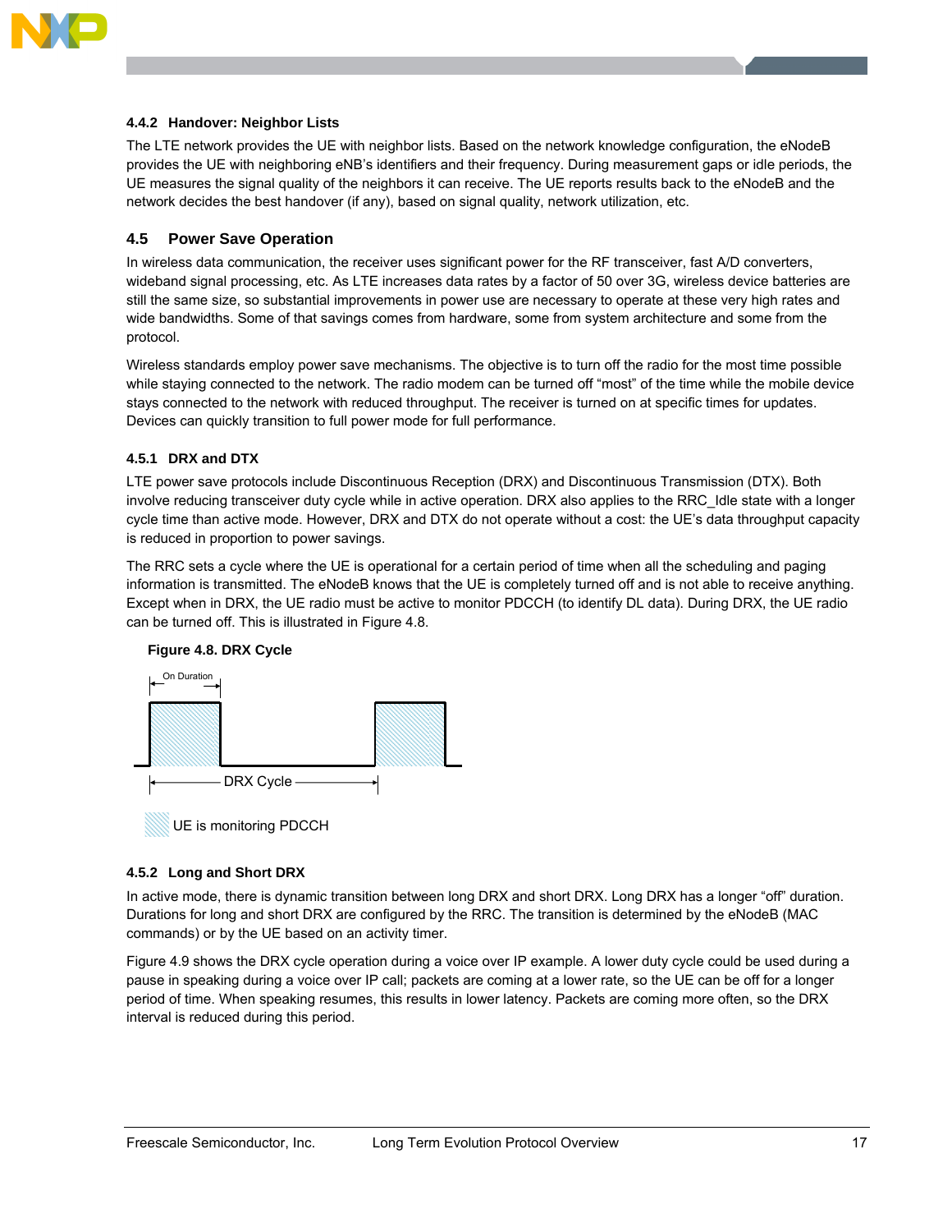### 4.4.2 Handover: Neighbor Lists

The LTE network provides the UE with neighbor lists. Based on the network knowledge configuration, the eNodeB provides the UE with neighboring eNB's identifiers and their frequency. During measurement gaps or idle periods, the UE measures the signal quality of the neighbors it can receive. The UE reports results back to the eNodeB and the network decides the best handover (if any), based on signal quality, network utilization, etc.

## 4.5 Power Save Operation

In wireless data communication, the receiver uses significant power for the RF transceiver, fast A/D converters, wideband signal processing, etc. As LTE increases data rates by a factor of 50 over 3G, wireless device batteries are still the same size, so substantial improvements in power use are necessary to operate at these very high rates and wide bandwidths. Some of that savings comes from hardware, some from system architecture and some from the protocol.

Wireless standards employ power save mechanisms. The objective is to turn off the radio for the most time possible while staying connected to the network. The radio modem can be turned off "most" of the time while the mobile device stays connected to the network with reduced throughput. The receiver is turned on at specific times for updates. Devices can quickly transition to full power mode for full performance.

### 4.5.1 DRX and DTX

LTE power save protocols include Discontinuous Reception (DRX) and Discontinuous Transmission (DTX). Both involve reducing transceiver duty cycle while in active operation. DRX also applies to the RRC_Idle state with a longer cycle time than active mode. However, DRX and DTX do not operate without a cost: the UE's data throughput capacity is reduced in proportion to power savings.

The RRC sets a cycle where the UE is operational for a certain period of time when all the scheduling and paging information is transmitted. The eNodeB knows that the UE is completely turned off and is not able to receive anything. Except when in DRX, the UE radio must be active to monitor PDCCH (to identify DL data). During DRX, the UE radio can be turned off. This is illustrated in Figure 4.8.

**Figure 4.8. DRX Cycle**

On Duration

DRX Cycle

UE is monitoring PDCCH

### 4.5.2 Long and Short DRX

In active mode, there is dynamic transition between long DRX and short DRX. Long DRX has a longer "off" duration. Durations for long and short DRX are configured by the RRC. The transition is determined by the eNodeB (MAC commands) or by the UE based on an activity timer.

Figure 4.9 shows the DRX cycle operation during a voice over IP example. A lower duty cycle could be used during a pause in speaking during a voice over IP call; packets are coming at a lower rate, so the UE can be off for a longer period of time. When speaking resumes, this results in lower latency. Packets are coming more often, so the DRX interval is reduced during this period.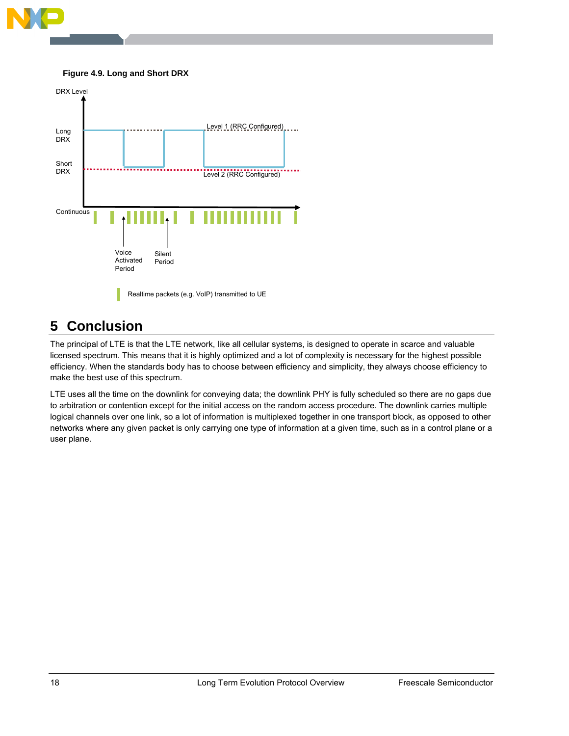**Figure 4.9. Long and Short DRX**

# 5 Conclusion

The principal of LTE is that the LTE network, like all cellular systems, is designed to operate in scarce and valuable licensed spectrum. This means that it is highly optimized and a lot of complexity is necessary for the highest possible efficiency. When the standards body has to choose between efficiency and simplicity, they always choose efficiency to make the best use of this spectrum.

LTE uses all the time on the downlink for conveying data; the downlink PHY is fully scheduled so there are no gaps due to arbitration or contention except for the initial access on the random access procedure. The downlink carries multiple logical channels over one link, so a lot of information is multiplexed together in one transport block, as opposed to other networks where any given packet is only carrying one type of information at a given time, such as in a control plane or a user plane.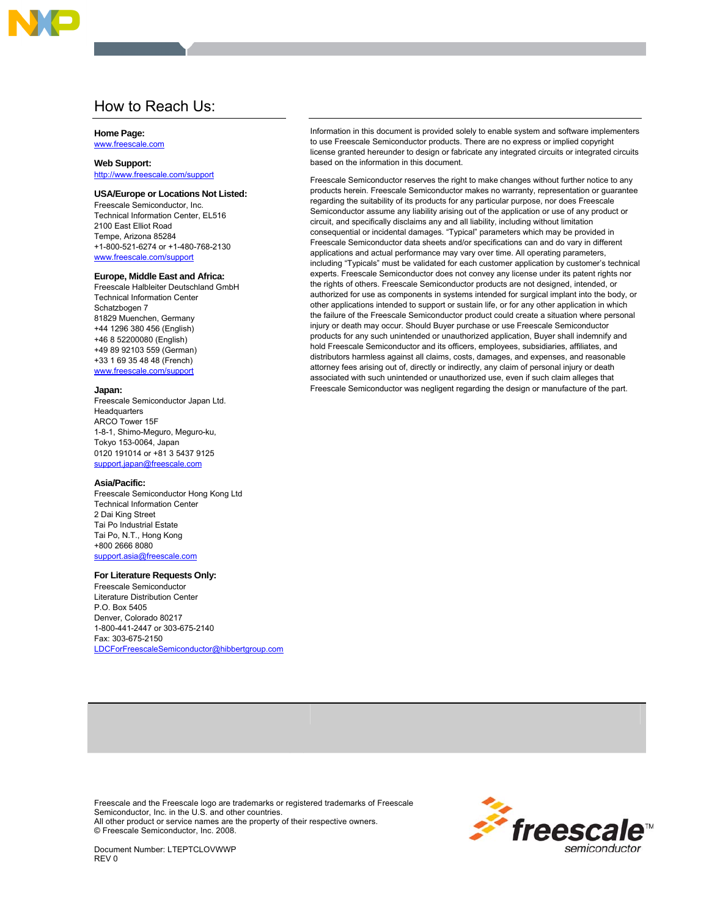## How to Reach Us:

**Home Page:**
www.freescale.com

**Web Support:**
http://www.freescale.com/support

**USA/Europe or Locations Not Listed:**
Freescale Semiconductor, Inc.
Technical Information Center, EL516
2100 East Elliot Road
Tempe, Arizona 85284
+1-800-521-6274 or +1-480-768-2130
www.freescale.com/support

**Europe, Middle East and Africa:**
Freescale Halbleiter Deutschland GmbH
Technical Information Center
Schatzbogen 7
81829 Muenchen, Germany
+44 1296 380 456 (English)
+46 8 52200080 (English)
+49 89 92103 559 (German)
+33 1 69 35 48 48 (French)
www.freescale.com/support

**Japan:**
Freescale Semiconductor Japan Ltd.
Headquarters
ARCO Tower 15F
1-8-1, Shimo-Meguro, Meguro-ku,
Tokyo 153-0064, Japan
0120 191014 or +81 3 5437 9125
support.japan@freescale.com

**Asia/Pacific:**
Freescale Semiconductor Hong Kong Ltd
Technical Information Center
2 Dai King Street
Tai Po Industrial Estate
Tai Po, N.T., Hong Kong
+800 2666 8080
support.asia@freescale.com

**For Literature Requests Only:**
Freescale Semiconductor
Literature Distribution Center
P.O. Box 5405
Denver, Colorado 80217
1-800-441-2447 or 303-675-2140
Fax: 303-675-2150
LDCForFreescaleSemiconductor@hibbertgroup.com

Information in this document is provided solely to enable system and software implementers to use Freescale Semiconductor products. There are no express or implied copyright license granted hereunder to design or fabricate any integrated circuits or integrated circuits based on the information in this document.

Freescale Semiconductor reserves the right to make changes without further notice to any products herein. Freescale Semiconductor makes no warranty, representation or guarantee regarding the suitability of its products for any particular purpose, nor does Freescale Semiconductor assume any liability arising out of the application or use of any product or circuit, and specifically disclaims any and all liability, including without limitation consequential or incidental damages. "Typical" parameters which may be provided in Freescale Semiconductor data sheets and/or specifications can and do vary in different applications and actual performance may vary over time. All operating parameters, including "Typicals" must be validated for each customer application by customer's technical experts. Freescale Semiconductor does not convey any license under its patent rights nor the rights of others. Freescale Semiconductor products are not designed, intended, or authorized for use as components in systems intended for surgical implant into the body, or other applications intended to support or sustain life, or for any other application in which the failure of the Freescale Semiconductor product could create a situation where personal injury or death may occur. Should Buyer purchase or use Freescale Semiconductor products for any such unintended or unauthorized application, Buyer shall indemnify and hold Freescale Semiconductor and its officers, employees, subsidiaries, affiliates, and distributors harmless against all claims, costs, damages, and expenses, and reasonable attorney fees arising out of, directly or indirectly, any claim of personal injury or death associated with such unintended or unauthorized use, even if such claim alleges that Freescale Semiconductor was negligent regarding the design or manufacture of the part.

Freescale and the Freescale logo are trademarks or registered trademarks of Freescale Semiconductor, Inc. in the U.S. and other countries.
All other product or service names are the property of their respective owners.
© Freescale Semiconductor, Inc. 2008.

Document Number: LTEPTCLOVWWP
REV 0